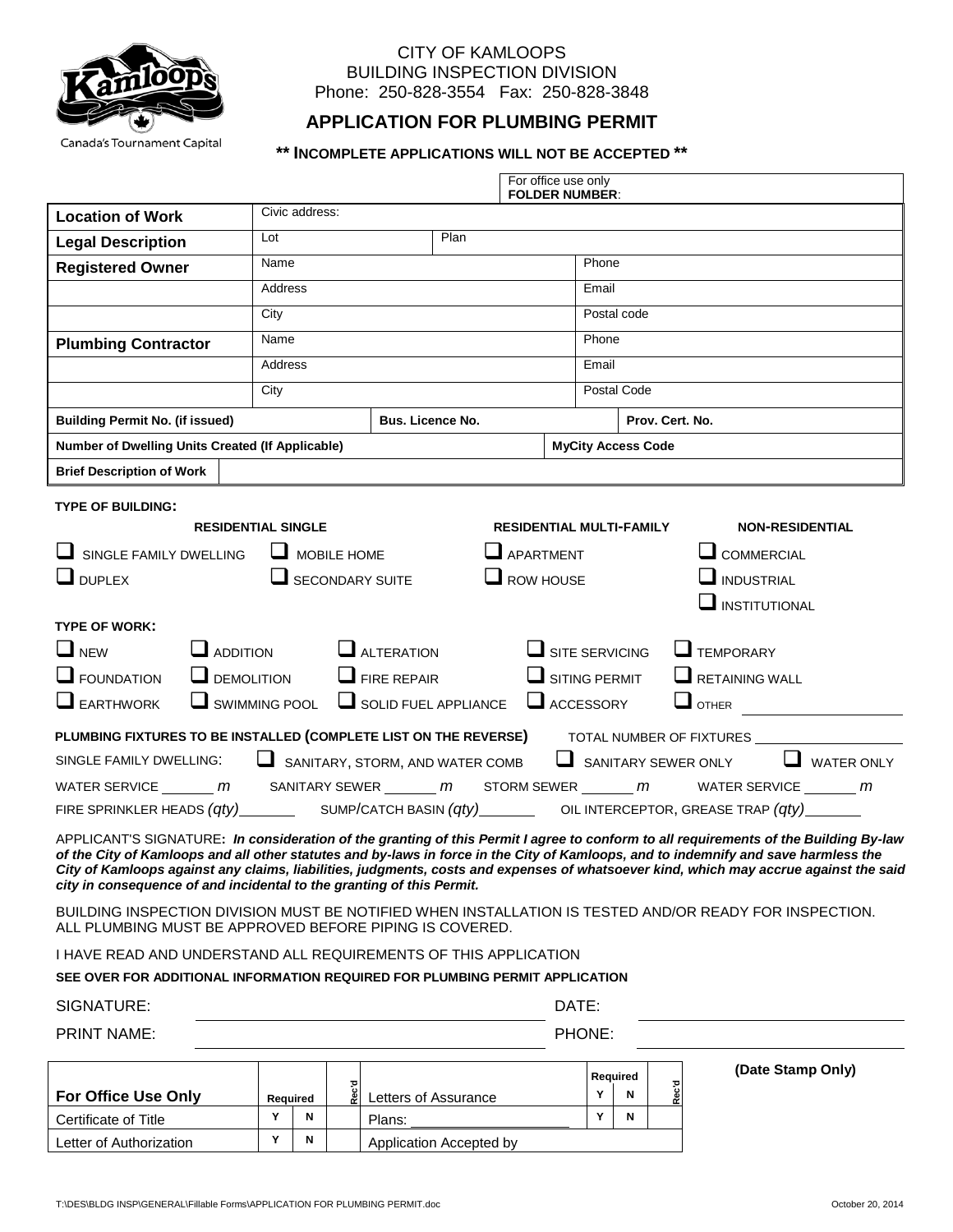CITY OF KAMLOOPS
BUILDING INSPECTION DIVISION
Phone: 250-828-3554 Fax: 250-828-3848

Canada's Tournament Capital

# APPLICATION FOR PLUMBING PERMIT

**\*\* INCOMPLETE APPLICATIONS WILL NOT BE ACCEPTED \*\***

For office use only
**FOLDER NUMBER**:

| | | | |
|---|---|---|---|
| **Location of Work** | Civic address: | | |
| **Legal Description** | Lot | Plan | |
| **Registered Owner** | Name | | Phone |
| | Address | | Email |
| | City | | Postal code |
| **Plumbing Contractor** | Name | | Phone |
| | Address | | Email |
| | City | | Postal Code |
| **Building Permit No. (if issued)** | **Bus. Licence No.** | | **Prov. Cert. No.** |
| **Number of Dwelling Units Created (If Applicable)** | | **MyCity Access Code** | |
| **Brief Description of Work** | | | |

**TYPE OF BUILDING:**

**RESIDENTIAL SINGLE**
- ☐ SINGLE FAMILY DWELLING
- ☐ MOBILE HOME
- ☐ DUPLEX
- ☐ SECONDARY SUITE

**RESIDENTIAL MULTI-FAMILY**
- ☐ APARTMENT
- ☐ ROW HOUSE

**NON-RESIDENTIAL**
- ☐ COMMERCIAL
- ☐ INDUSTRIAL
- ☐ INSTITUTIONAL

**TYPE OF WORK:**

- ☐ NEW ☐ ADDITION ☐ ALTERATION ☐ SITE SERVICING ☐ TEMPORARY
- ☐ FOUNDATION ☐ DEMOLITION ☐ FIRE REPAIR ☐ SITING PERMIT ☐ RETAINING WALL
- ☐ EARTHWORK ☐ SWIMMING POOL ☐ SOLID FUEL APPLIANCE ☐ ACCESSORY ☐ OTHER ____________

**PLUMBING FIXTURES TO BE INSTALLED (COMPLETE LIST ON THE REVERSE)** TOTAL NUMBER OF FIXTURES ____________

SINGLE FAMILY DWELLING: ☐ SANITARY, STORM, AND WATER COMB ☐ SANITARY SEWER ONLY ☐ WATER ONLY

WATER SERVICE ______ *m* SANITARY SEWER ______ *m* STORM SEWER ______ *m* WATER SERVICE ______ *m*

FIRE SPRINKLER HEADS *(qty)* ______ SUMP/CATCH BASIN *(qty)* ______ OIL INTERCEPTOR, GREASE TRAP *(qty)* ______

APPLICANT'S SIGNATURE: ***In consideration of the granting of this Permit I agree to conform to all requirements of the Building By-law of the City of Kamloops and all other statutes and by-laws in force in the City of Kamloops, and to indemnify and save harmless the City of Kamloops against any claims, liabilities, judgments, costs and expenses of whatsoever kind, which may accrue against the said city in consequence of and incidental to the granting of this Permit.***

BUILDING INSPECTION DIVISION MUST BE NOTIFIED WHEN INSTALLATION IS TESTED AND/OR READY FOR INSPECTION. ALL PLUMBING MUST BE APPROVED BEFORE PIPING IS COVERED.

I HAVE READ AND UNDERSTAND ALL REQUIREMENTS OF THIS APPLICATION

**SEE OVER FOR ADDITIONAL INFORMATION REQUIRED FOR PLUMBING PERMIT APPLICATION**

SIGNATURE: ______________________ DATE: ______________________

PRINT NAME: ______________________ PHONE: ______________________

| **For Office Use Only** | **Required** | | **Rec'd** | Letters of Assurance | **Required** | | **Rec'd** |
|---|---|---|---|---|---|---|---|
| | | | | | **Y** | **N** | |
| Certificate of Title | **Y** | **N** | | Plans: ____________ | **Y** | **N** | |
| Letter of Authorization | **Y** | **N** | | Application Accepted by | | | |

**(Date Stamp Only)**

T:\DES\BLDG INSP\GENERAL\Fillable Forms\APPLICATION FOR PLUMBING PERMIT.doc

October 20, 2014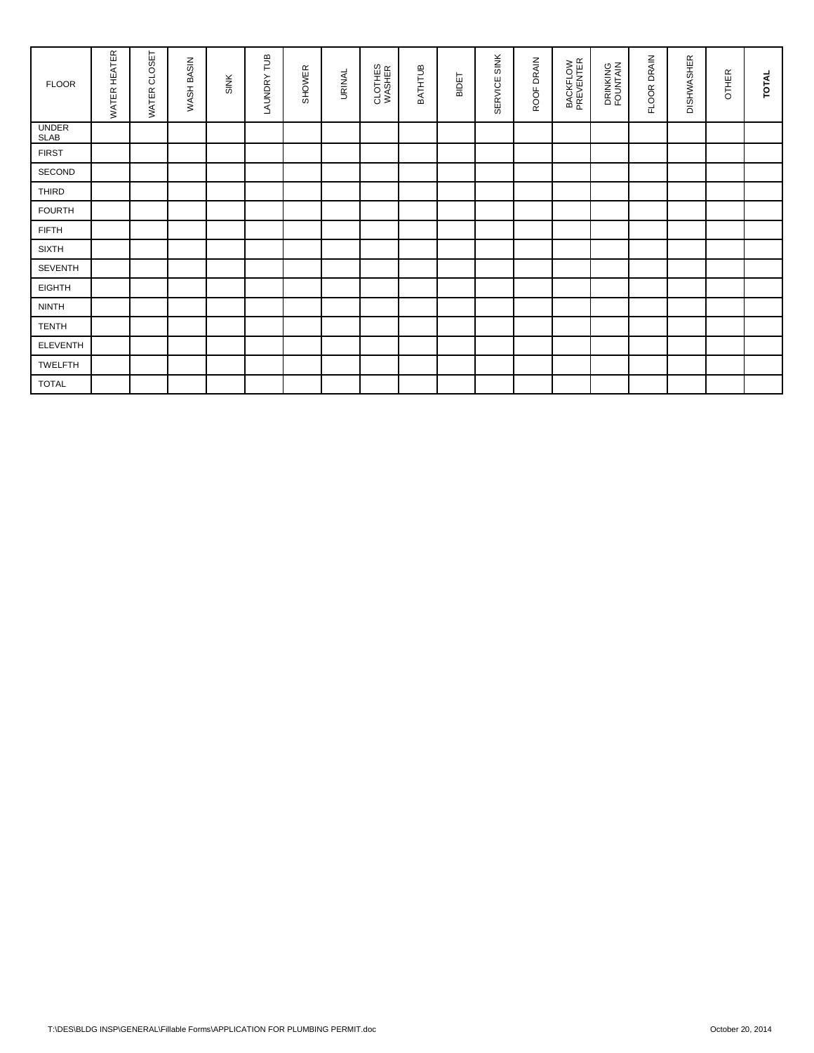| FLOOR | WATER HEATER | WATER CLOSET | WASH BASIN | SINK | LAUNDRY TUB | SHOWER | URINAL | CLOTHES WASHER | BATHTUB | BIDET | SERVICE SINK | ROOF DRAIN | BACKFLOW PREVENTER | DRINKING FOUNTAIN | FLOOR DRAIN | DISHWASHER | OTHER | **TOTAL** |
|---|---|---|---|---|---|---|---|---|---|---|---|---|---|---|---|---|---|---|
| UNDER SLAB | | | | | | | | | | | | | | | | | | |
| FIRST | | | | | | | | | | | | | | | | | | |
| SECOND | | | | | | | | | | | | | | | | | | |
| THIRD | | | | | | | | | | | | | | | | | | |
| FOURTH | | | | | | | | | | | | | | | | | | |
| FIFTH | | | | | | | | | | | | | | | | | | |
| SIXTH | | | | | | | | | | | | | | | | | | |
| SEVENTH | | | | | | | | | | | | | | | | | | |
| EIGHTH | | | | | | | | | | | | | | | | | | |
| NINTH | | | | | | | | | | | | | | | | | | |
| TENTH | | | | | | | | | | | | | | | | | | |
| ELEVENTH | | | | | | | | | | | | | | | | | | |
| TWELFTH | | | | | | | | | | | | | | | | | | |
| TOTAL | | | | | | | | | | | | | | | | | | |